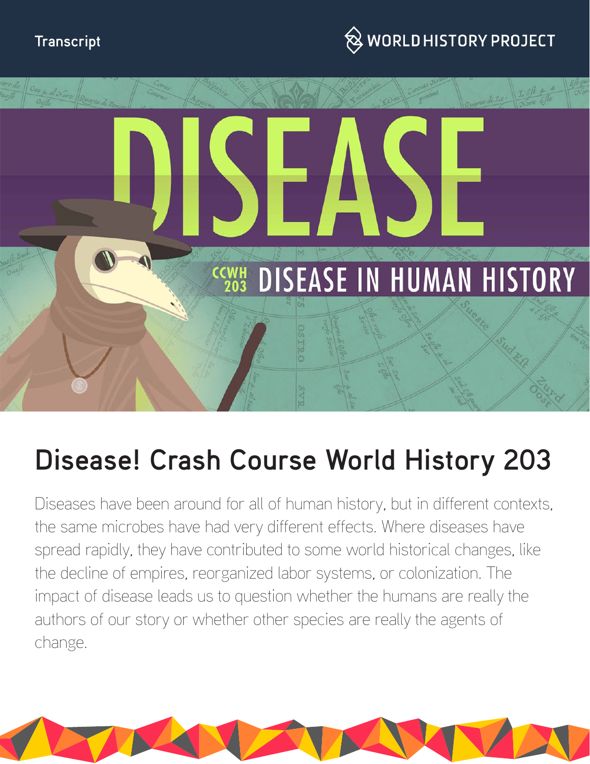Transcript

WORLD HISTORY PROJECT

# Disease! Crash Course World History 203

Diseases have been around for all of human history, but in different contexts, the same microbes have had very different effects. Where diseases have spread rapidly, they have contributed to some world historical changes, like the decline of empires, reorganized labor systems, or colonization. The impact of disease leads us to question whether the humans are really the authors of our story or whether other species are really the agents of change.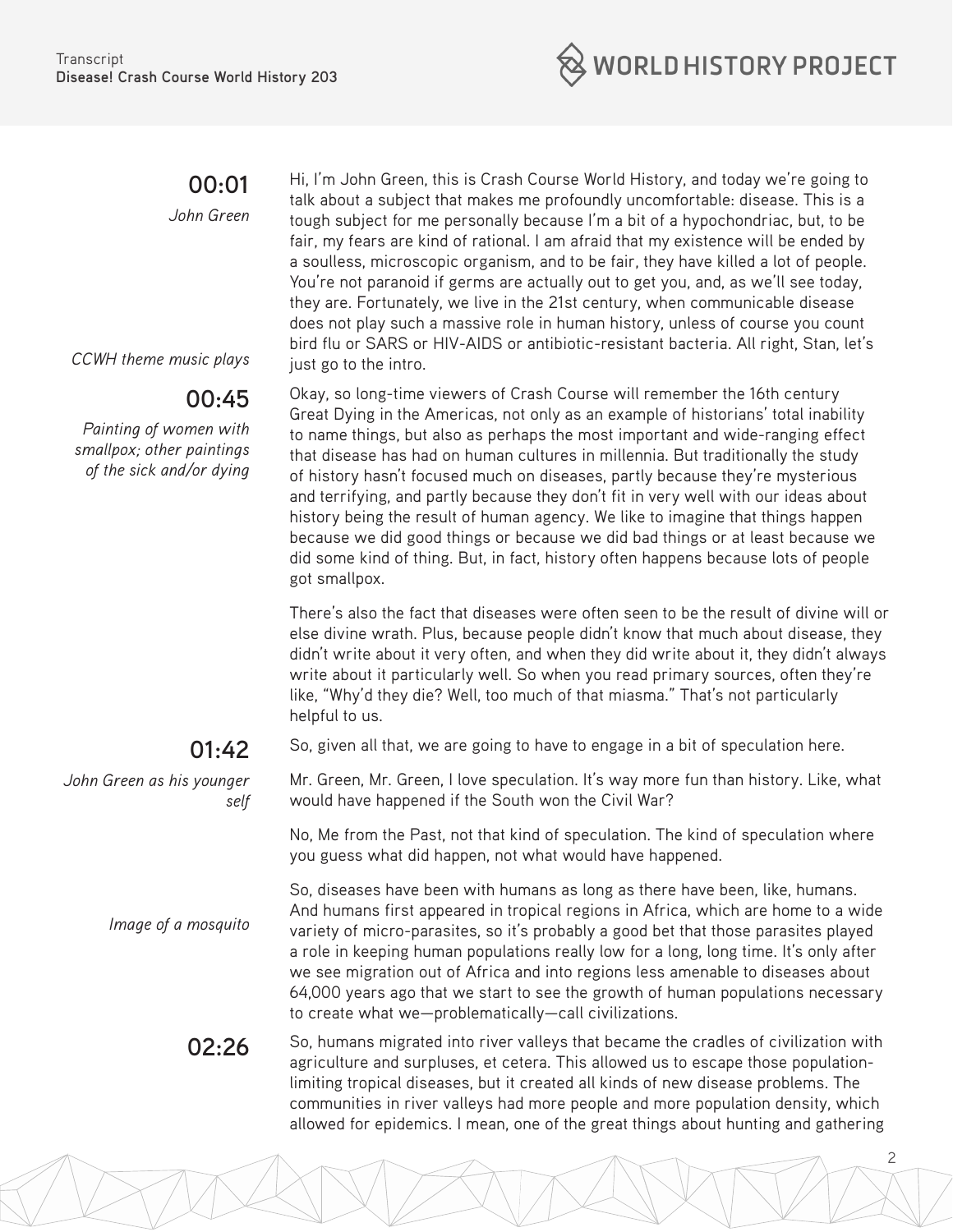**00:01**

*John Green*

Hi, I'm John Green, this is Crash Course World History, and today we're going to talk about a subject that makes me profoundly uncomfortable: disease. This is a tough subject for me personally because I'm a bit of a hypochondriac, but, to be fair, my fears are kind of rational. I am afraid that my existence will be ended by a soulless, microscopic organism, and to be fair, they have killed a lot of people. You're not paranoid if germs are actually out to get you, and, as we'll see today, they are. Fortunately, we live in the 21st century, when communicable disease does not play such a massive role in human history, unless of course you count bird flu or SARS or HIV-AIDS or antibiotic-resistant bacteria. All right, Stan, let's just go to the intro.

*CCWH theme music plays*

**00:45**

*Painting of women with smallpox; other paintings of the sick and/or dying*

Okay, so long-time viewers of Crash Course will remember the 16th century Great Dying in the Americas, not only as an example of historians' total inability to name things, but also as perhaps the most important and wide-ranging effect that disease has had on human cultures in millennia. But traditionally the study of history hasn't focused much on diseases, partly because they're mysterious and terrifying, and partly because they don't fit in very well with our ideas about history being the result of human agency. We like to imagine that things happen because we did good things or because we did bad things or at least because we did some kind of thing. But, in fact, history often happens because lots of people got smallpox.

There's also the fact that diseases were often seen to be the result of divine will or else divine wrath. Plus, because people didn't know that much about disease, they didn't write about it very often, and when they did write about it, they didn't always write about it particularly well. So when you read primary sources, often they're like, "Why'd they die? Well, too much of that miasma." That's not particularly helpful to us.

**01:42**

So, given all that, we are going to have to engage in a bit of speculation here.

*John Green as his younger self*

Mr. Green, Mr. Green, I love speculation. It's way more fun than history. Like, what would have happened if the South won the Civil War?

No, Me from the Past, not that kind of speculation. The kind of speculation where you guess what did happen, not what would have happened.

*Image of a mosquito*

So, diseases have been with humans as long as there have been, like, humans. And humans first appeared in tropical regions in Africa, which are home to a wide variety of micro-parasites, so it's probably a good bet that those parasites played a role in keeping human populations really low for a long, long time. It's only after we see migration out of Africa and into regions less amenable to diseases about 64,000 years ago that we start to see the growth of human populations necessary to create what we—problematically—call civilizations.

**02:26**

So, humans migrated into river valleys that became the cradles of civilization with agriculture and surpluses, et cetera. This allowed us to escape those population-limiting tropical diseases, but it created all kinds of new disease problems. The communities in river valleys had more people and more population density, which allowed for epidemics. I mean, one of the great things about hunting and gathering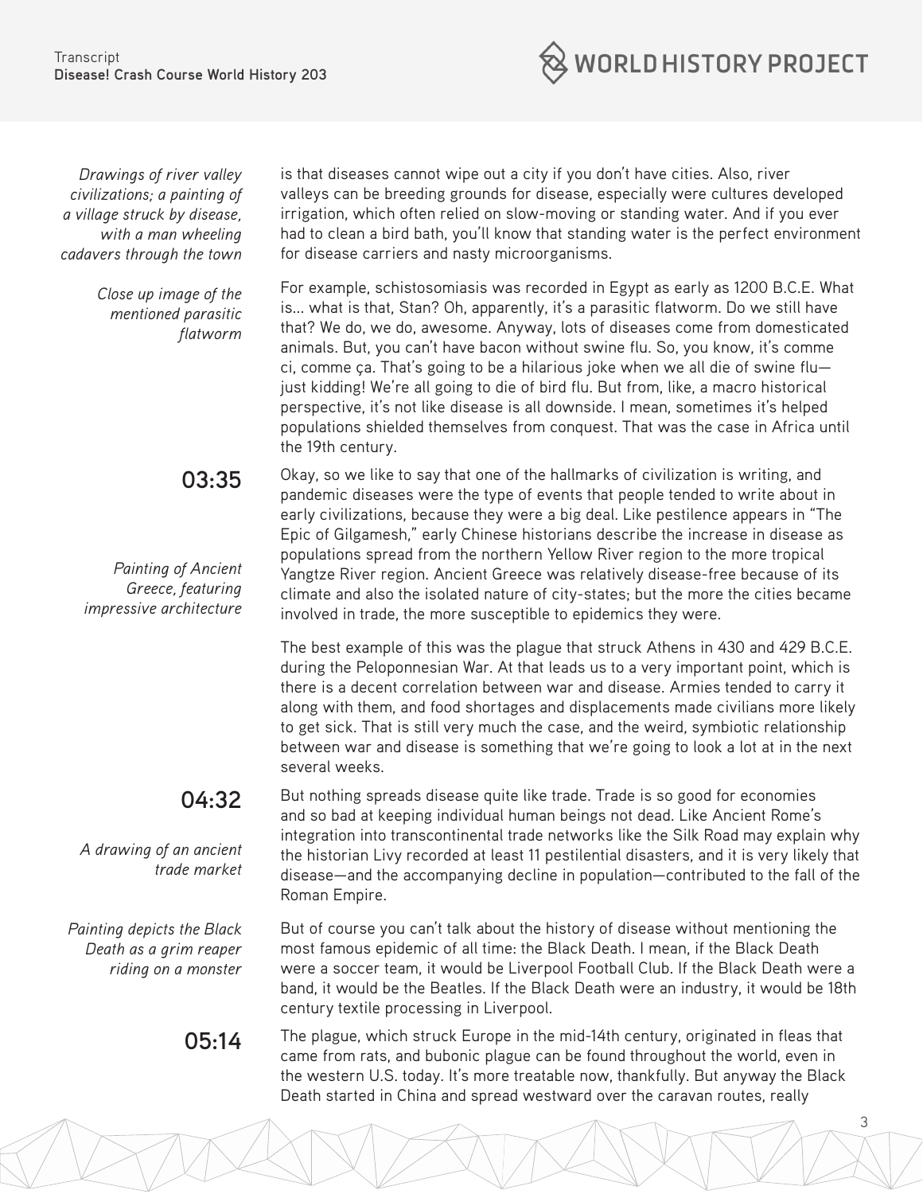*Drawings of river valley civilizations; a painting of a village struck by disease, with a man wheeling cadavers through the town*

is that diseases cannot wipe out a city if you don't have cities. Also, river valleys can be breeding grounds for disease, especially were cultures developed irrigation, which often relied on slow-moving or standing water. And if you ever had to clean a bird bath, you'll know that standing water is the perfect environment for disease carriers and nasty microorganisms.

*Close up image of the mentioned parasitic flatworm*

For example, schistosomiasis was recorded in Egypt as early as 1200 B.C.E. What is... what is that, Stan? Oh, apparently, it's a parasitic flatworm. Do we still have that? We do, we do, awesome. Anyway, lots of diseases come from domesticated animals. But, you can't have bacon without swine flu. So, you know, it's comme ci, comme ça. That's going to be a hilarious joke when we all die of swine flu—just kidding! We're all going to die of bird flu. But from, like, a macro historical perspective, it's not like disease is all downside. I mean, sometimes it's helped populations shielded themselves from conquest. That was the case in Africa until the 19th century.

**03:35**

*Painting of Ancient Greece, featuring impressive architecture*

Okay, so we like to say that one of the hallmarks of civilization is writing, and pandemic diseases were the type of events that people tended to write about in early civilizations, because they were a big deal. Like pestilence appears in "The Epic of Gilgamesh," early Chinese historians describe the increase in disease as populations spread from the northern Yellow River region to the more tropical Yangtze River region. Ancient Greece was relatively disease-free because of its climate and also the isolated nature of city-states; but the more the cities became involved in trade, the more susceptible to epidemics they were.

The best example of this was the plague that struck Athens in 430 and 429 B.C.E. during the Peloponnesian War. At that leads us to a very important point, which is there is a decent correlation between war and disease. Armies tended to carry it along with them, and food shortages and displacements made civilians more likely to get sick. That is still very much the case, and the weird, symbiotic relationship between war and disease is something that we're going to look a lot at in the next several weeks.

**04:32**

*A drawing of an ancient trade market*

But nothing spreads disease quite like trade. Trade is so good for economies and so bad at keeping individual human beings not dead. Like Ancient Rome's integration into transcontinental trade networks like the Silk Road may explain why the historian Livy recorded at least 11 pestilential disasters, and it is very likely that disease—and the accompanying decline in population—contributed to the fall of the Roman Empire.

*Painting depicts the Black Death as a grim reaper riding on a monster*

But of course you can't talk about the history of disease without mentioning the most famous epidemic of all time: the Black Death. I mean, if the Black Death were a soccer team, it would be Liverpool Football Club. If the Black Death were a band, it would be the Beatles. If the Black Death were an industry, it would be 18th century textile processing in Liverpool.

**05:14**

The plague, which struck Europe in the mid-14th century, originated in fleas that came from rats, and bubonic plague can be found throughout the world, even in the western U.S. today. It's more treatable now, thankfully. But anyway the Black Death started in China and spread westward over the caravan routes, really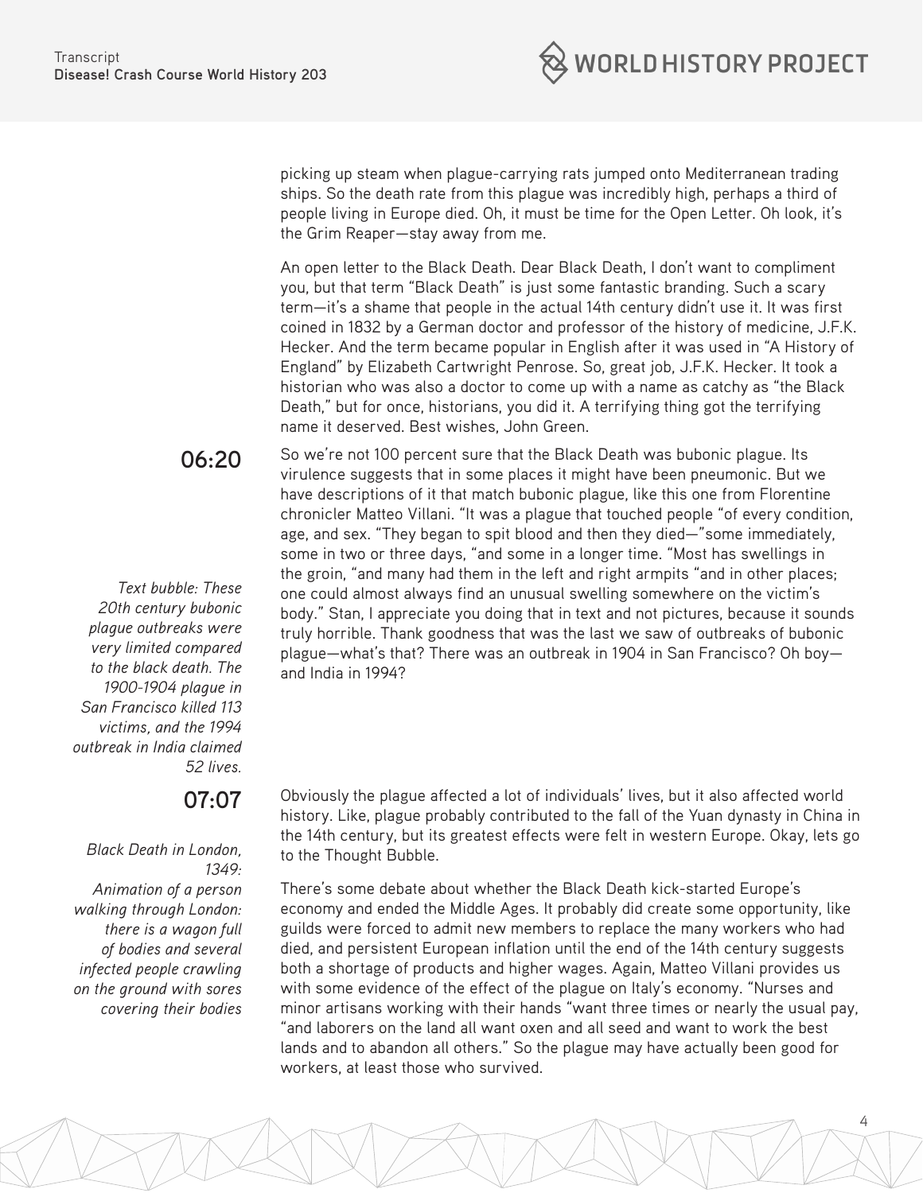picking up steam when plague-carrying rats jumped onto Mediterranean trading ships. So the death rate from this plague was incredibly high, perhaps a third of people living in Europe died. Oh, it must be time for the Open Letter. Oh look, it's the Grim Reaper—stay away from me.

An open letter to the Black Death. Dear Black Death, I don't want to compliment you, but that term "Black Death" is just some fantastic branding. Such a scary term—it's a shame that people in the actual 14th century didn't use it. It was first coined in 1832 by a German doctor and professor of the history of medicine, J.F.K. Hecker. And the term became popular in English after it was used in "A History of England" by Elizabeth Cartwright Penrose. So, great job, J.F.K. Hecker. It took a historian who was also a doctor to come up with a name as catchy as "the Black Death," but for once, historians, you did it. A terrifying thing got the terrifying name it deserved. Best wishes, John Green.

**06:20**

So we're not 100 percent sure that the Black Death was bubonic plague. Its virulence suggests that in some places it might have been pneumonic. But we have descriptions of it that match bubonic plague, like this one from Florentine chronicler Matteo Villani. "It was a plague that touched people "of every condition, age, and sex. "They began to spit blood and then they died—"some immediately, some in two or three days, "and some in a longer time. "Most has swellings in the groin, "and many had them in the left and right armpits "and in other places; one could almost always find an unusual swelling somewhere on the victim's body." Stan, I appreciate you doing that in text and not pictures, because it sounds truly horrible. Thank goodness that was the last we saw of outbreaks of bubonic plague—what's that? There was an outbreak in 1904 in San Francisco? Oh boy—and India in 1994?

*Text bubble: These 20th century bubonic plague outbreaks were very limited compared to the black death. The 1900-1904 plague in San Francisco killed 113 victims, and the 1994 outbreak in India claimed 52 lives.*

**07:07**

Obviously the plague affected a lot of individuals' lives, but it also affected world history. Like, plague probably contributed to the fall of the Yuan dynasty in China in the 14th century, but its greatest effects were felt in western Europe. Okay, lets go to the Thought Bubble.

*Black Death in London, 1349: Animation of a person walking through London: there is a wagon full of bodies and several infected people crawling on the ground with sores covering their bodies*

There's some debate about whether the Black Death kick-started Europe's economy and ended the Middle Ages. It probably did create some opportunity, like guilds were forced to admit new members to replace the many workers who had died, and persistent European inflation until the end of the 14th century suggests both a shortage of products and higher wages. Again, Matteo Villani provides us with some evidence of the effect of the plague on Italy's economy. "Nurses and minor artisans working with their hands "want three times or nearly the usual pay, "and laborers on the land all want oxen and all seed and want to work the best lands and to abandon all others." So the plague may have actually been good for workers, at least those who survived.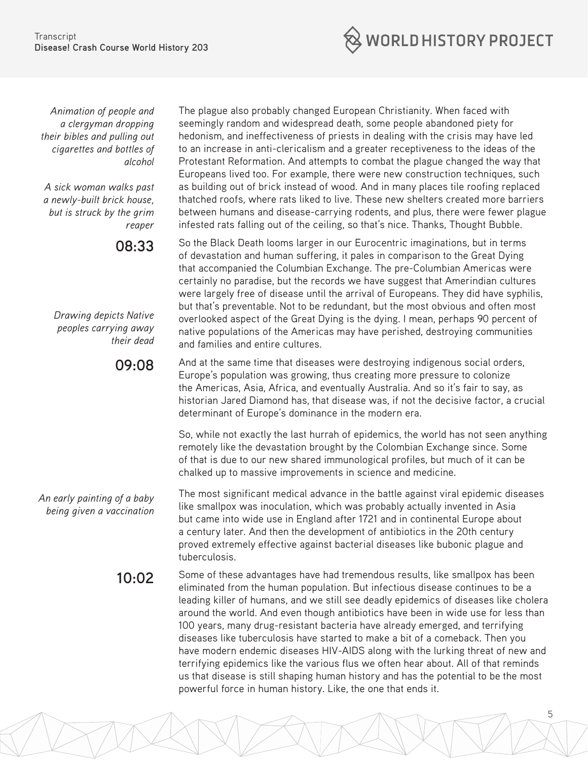*Animation of people and a clergyman dropping their bibles and pulling out cigarettes and bottles of alcohol*

*A sick woman walks past a newly-built brick house, but is struck by the grim reaper*

The plague also probably changed European Christianity. When faced with seemingly random and widespread death, some people abandoned piety for hedonism, and ineffectiveness of priests in dealing with the crisis may have led to an increase in anti-clericalism and a greater receptiveness to the ideas of the Protestant Reformation. And attempts to combat the plague changed the way that Europeans lived too. For example, there were new construction techniques, such as building out of brick instead of wood. And in many places tile roofing replaced thatched roofs, where rats liked to live. These new shelters created more barriers between humans and disease-carrying rodents, and plus, there were fewer plague infested rats falling out of the ceiling, so that's nice. Thanks, Thought Bubble.

**08:33**

So the Black Death looms larger in our Eurocentric imaginations, but in terms of devastation and human suffering, it pales in comparison to the Great Dying that accompanied the Columbian Exchange. The pre-Columbian Americas were certainly no paradise, but the records we have suggest that Amerindian cultures were largely free of disease until the arrival of Europeans. They did have syphilis, but that's preventable. Not to be redundant, but the most obvious and often most overlooked aspect of the Great Dying is the dying. I mean, perhaps 90 percent of native populations of the Americas may have perished, destroying communities and families and entire cultures.

*Drawing depicts Native peoples carrying away their dead*

**09:08**

And at the same time that diseases were destroying indigenous social orders, Europe's population was growing, thus creating more pressure to colonize the Americas, Asia, Africa, and eventually Australia. And so it's fair to say, as historian Jared Diamond has, that disease was, if not the decisive factor, a crucial determinant of Europe's dominance in the modern era.

So, while not exactly the last hurrah of epidemics, the world has not seen anything remotely like the devastation brought by the Colombian Exchange since. Some of that is due to our new shared immunological profiles, but much of it can be chalked up to massive improvements in science and medicine.

*An early painting of a baby being given a vaccination*

The most significant medical advance in the battle against viral epidemic diseases like smallpox was inoculation, which was probably actually invented in Asia but came into wide use in England after 1721 and in continental Europe about a century later. And then the development of antibiotics in the 20th century proved extremely effective against bacterial diseases like bubonic plague and tuberculosis.

**10:02**

Some of these advantages have had tremendous results, like smallpox has been eliminated from the human population. But infectious disease continues to be a leading killer of humans, and we still see deadly epidemics of diseases like cholera around the world. And even though antibiotics have been in wide use for less than 100 years, many drug-resistant bacteria have already emerged, and terrifying diseases like tuberculosis have started to make a bit of a comeback. Then you have modern endemic diseases HIV-AIDS along with the lurking threat of new and terrifying epidemics like the various flus we often hear about. All of that reminds us that disease is still shaping human history and has the potential to be the most powerful force in human history. Like, the one that ends it.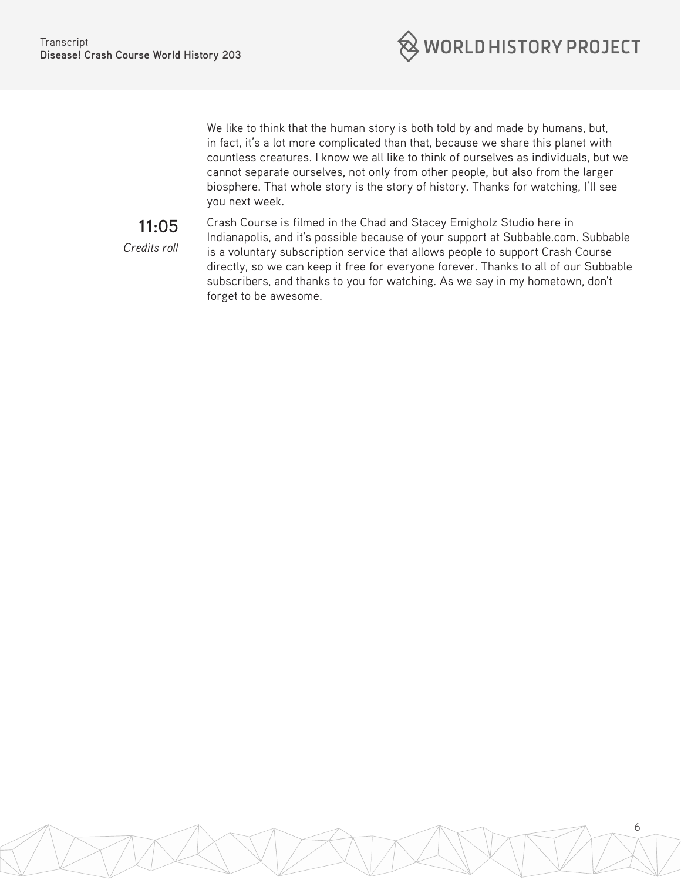We like to think that the human story is both told by and made by humans, but, in fact, it's a lot more complicated than that, because we share this planet with countless creatures. I know we all like to think of ourselves as individuals, but we cannot separate ourselves, not only from other people, but also from the larger biosphere. That whole story is the story of history. Thanks for watching, I'll see you next week.

**11:05**
*Credits roll*

Crash Course is filmed in the Chad and Stacey Emigholz Studio here in Indianapolis, and it's possible because of your support at Subbable.com. Subbable is a voluntary subscription service that allows people to support Crash Course directly, so we can keep it free for everyone forever. Thanks to all of our Subbable subscribers, and thanks to you for watching. As we say in my hometown, don't forget to be awesome.